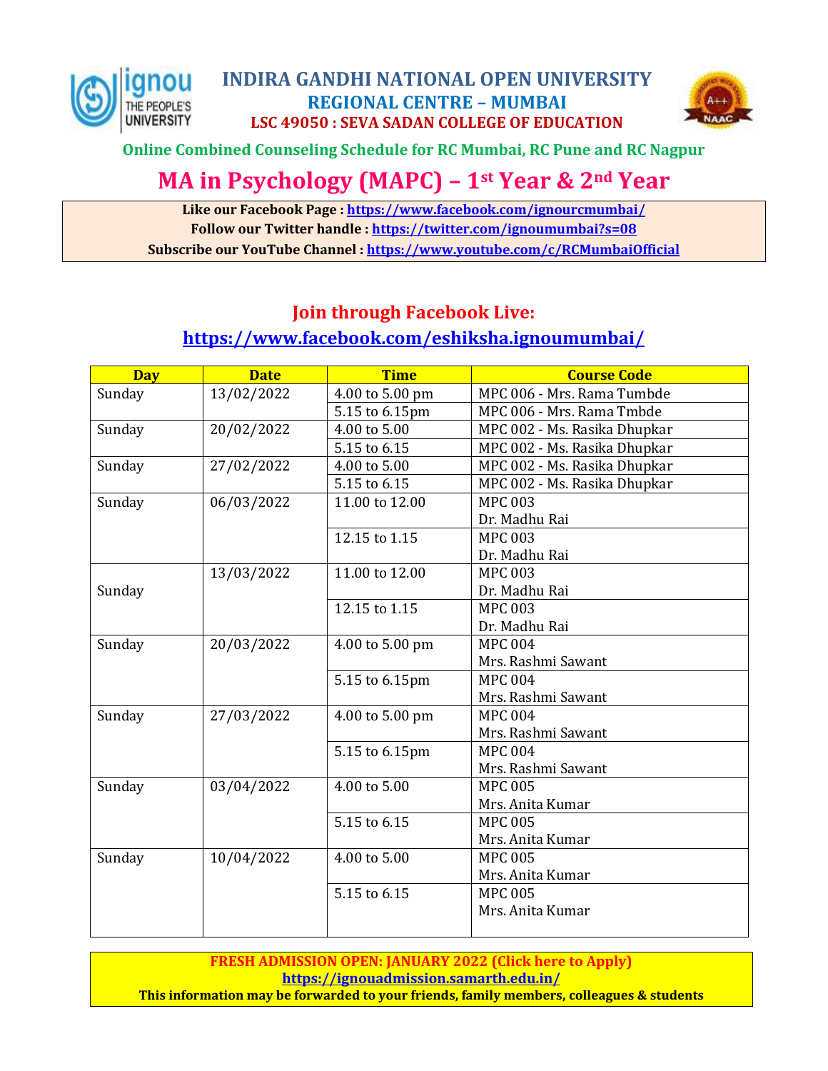# INDIRA GANDHI NATIONAL OPEN UNIVERSITY

## REGIONAL CENTRE – MUMBAI

### LSC 49050 : SEVA SADAN COLLEGE OF EDUCATION

**Online Combined Counseling Schedule for RC Mumbai, RC Pune and RC Nagpur**

# MA in Psychology (MAPC) – 1st Year & 2nd Year

**Like our Facebook Page : https://www.facebook.com/ignourcmumbai/**
**Follow our Twitter handle : https://twitter.com/ignoumumbai?s=08**
**Subscribe our YouTube Channel : https://www.youtube.com/c/RCMumbaiOfficial**

## Join through Facebook Live:

**https://www.facebook.com/eshiksha.ignoumumbai/**

| Day | Date | Time | Course Code |
|---|---|---|---|
| Sunday | 13/02/2022 | 4.00 to 5.00 pm | MPC 006 - Mrs. Rama Tumbde |
| | | 5.15 to 6.15pm | MPC 006 - Mrs. Rama Tmbde |
| Sunday | 20/02/2022 | 4.00 to 5.00 | MPC 002 - Ms. Rasika Dhupkar |
| | | 5.15 to 6.15 | MPC 002 - Ms. Rasika Dhupkar |
| Sunday | 27/02/2022 | 4.00 to 5.00 | MPC 002 - Ms. Rasika Dhupkar |
| | | 5.15 to 6.15 | MPC 002 - Ms. Rasika Dhupkar |
| Sunday | 06/03/2022 | 11.00 to 12.00 | MPC 003 Dr. Madhu Rai |
| | | 12.15 to 1.15 | MPC 003 Dr. Madhu Rai |
| Sunday | 13/03/2022 | 11.00 to 12.00 | MPC 003 Dr. Madhu Rai |
| | | 12.15 to 1.15 | MPC 003 Dr. Madhu Rai |
| Sunday | 20/03/2022 | 4.00 to 5.00 pm | MPC 004 Mrs. Rashmi Sawant |
| | | 5.15 to 6.15pm | MPC 004 Mrs. Rashmi Sawant |
| Sunday | 27/03/2022 | 4.00 to 5.00 pm | MPC 004 Mrs. Rashmi Sawant |
| | | 5.15 to 6.15pm | MPC 004 Mrs. Rashmi Sawant |
| Sunday | 03/04/2022 | 4.00 to 5.00 | MPC 005 Mrs. Anita Kumar |
| | | 5.15 to 6.15 | MPC 005 Mrs. Anita Kumar |
| Sunday | 10/04/2022 | 4.00 to 5.00 | MPC 005 Mrs. Anita Kumar |
| | | 5.15 to 6.15 | MPC 005 Mrs. Anita Kumar |

**FRESH ADMISSION OPEN: JANUARY 2022 (Click here to Apply)**
**https://ignouadmission.samarth.edu.in/**
**This information may be forwarded to your friends, family members, colleagues & students**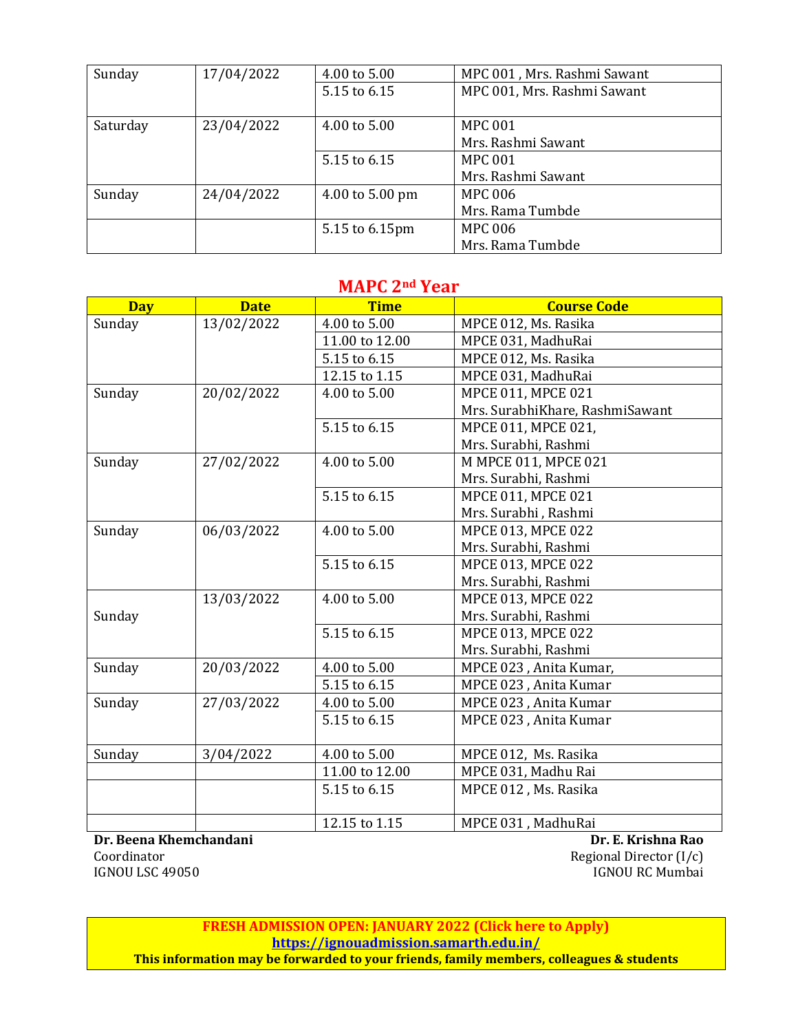| | | | |
|---|---|---|---|
| Sunday | 17/04/2022 | 4.00 to 5.00 | MPC 001 , Mrs. Rashmi Sawant |
| | | 5.15 to 6.15 | MPC 001, Mrs. Rashmi Sawant |
| Saturday | 23/04/2022 | 4.00 to 5.00 | MPC 001 Mrs. Rashmi Sawant |
| | | 5.15 to 6.15 | MPC 001 Mrs. Rashmi Sawant |
| Sunday | 24/04/2022 | 4.00 to 5.00 pm | MPC 006 Mrs. Rama Tumbde |
| | | 5.15 to 6.15pm | MPC 006 Mrs. Rama Tumbde |

## MAPC 2nd Year

| Day | Date | Time | Course Code |
|---|---|---|---|
| Sunday | 13/02/2022 | 4.00 to 5.00 | MPCE 012, Ms. Rasika |
| | | 11.00 to 12.00 | MPCE 031, MadhuRai |
| | | 5.15 to 6.15 | MPCE 012, Ms. Rasika |
| | | 12.15 to 1.15 | MPCE 031, MadhuRai |
| Sunday | 20/02/2022 | 4.00 to 5.00 | MPCE 011, MPCE 021 Mrs. SurabhiKhare, RashmiSawant |
| | | 5.15 to 6.15 | MPCE 011, MPCE 021, Mrs. Surabhi, Rashmi |
| Sunday | 27/02/2022 | 4.00 to 5.00 | M MPCE 011, MPCE 021 Mrs. Surabhi, Rashmi |
| | | 5.15 to 6.15 | MPCE 011, MPCE 021 Mrs. Surabhi , Rashmi |
| Sunday | 06/03/2022 | 4.00 to 5.00 | MPCE 013, MPCE 022 Mrs. Surabhi, Rashmi |
| | | 5.15 to 6.15 | MPCE 013, MPCE 022 Mrs. Surabhi, Rashmi |
| Sunday | 13/03/2022 | 4.00 to 5.00 | MPCE 013, MPCE 022 Mrs. Surabhi, Rashmi |
| | | 5.15 to 6.15 | MPCE 013, MPCE 022 Mrs. Surabhi, Rashmi |
| Sunday | 20/03/2022 | 4.00 to 5.00 | MPCE 023 , Anita Kumar, |
| | | 5.15 to 6.15 | MPCE 023 , Anita Kumar |
| Sunday | 27/03/2022 | 4.00 to 5.00 | MPCE 023 , Anita Kumar |
| | | 5.15 to 6.15 | MPCE 023 , Anita Kumar |
| Sunday | 3/04/2022 | 4.00 to 5.00 | MPCE 012, Ms. Rasika |
| | | 11.00 to 12.00 | MPCE 031, Madhu Rai |
| | | 5.15 to 6.15 | MPCE 012 , Ms. Rasika |
| | | 12.15 to 1.15 | MPCE 031 , MadhuRai |

**Dr. Beena Khemchandani**
Coordinator
IGNOU LSC 49050

**Dr. E. Krishna Rao**
Regional Director (I/c)
IGNOU RC Mumbai

**FRESH ADMISSION OPEN: JANUARY 2022 (Click here to Apply)**
**https://ignouadmission.samarth.edu.in/**
**This information may be forwarded to your friends, family members, colleagues & students**